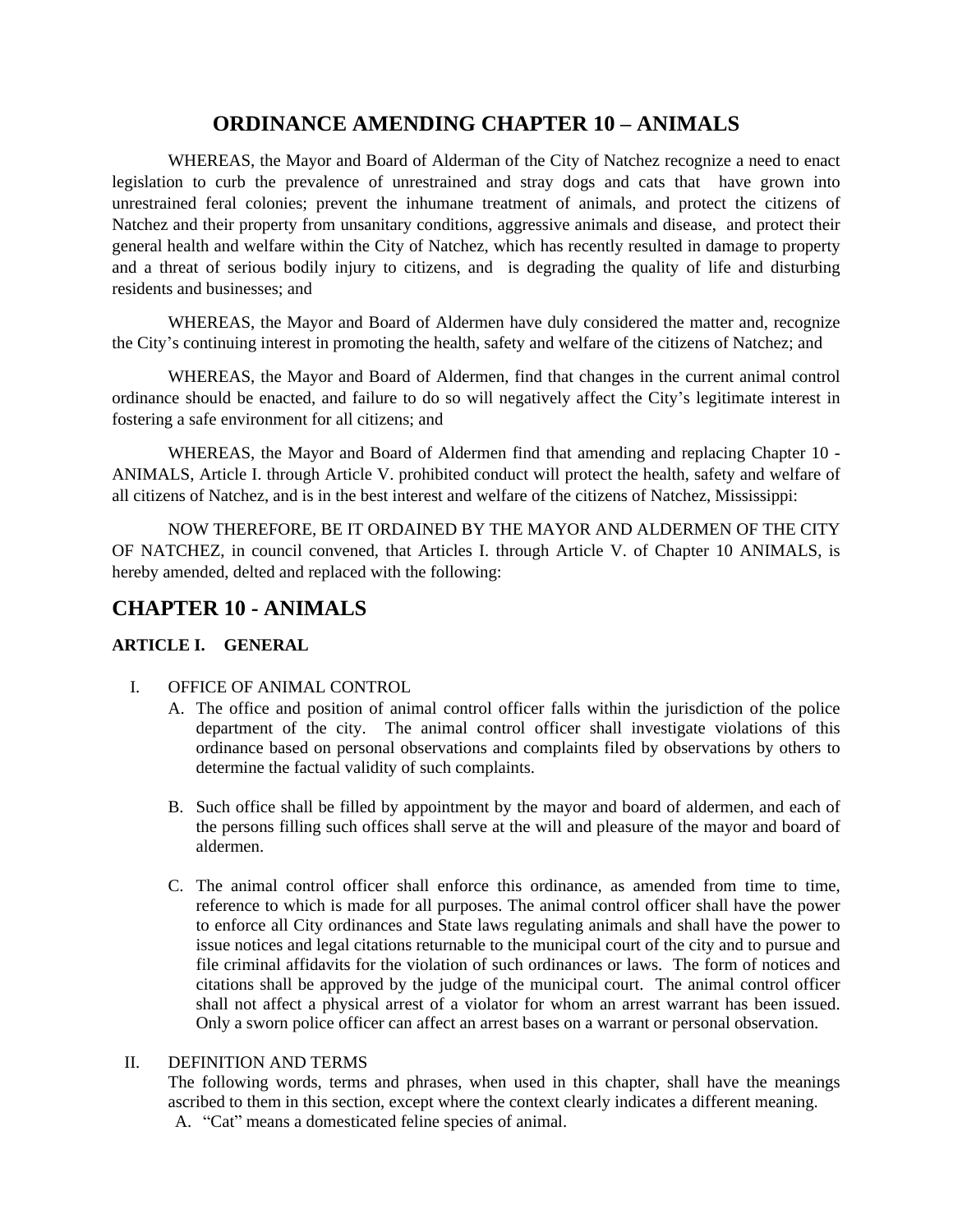# ORDINANCE AMENDING CHAPTER 10 – ANIMALS

WHEREAS, the Mayor and Board of Alderman of the City of Natchez recognize a need to enact legislation to curb the prevalence of unrestrained and stray dogs and cats that have grown into unrestrained feral colonies; prevent the inhumane treatment of animals, and protect the citizens of Natchez and their property from unsanitary conditions, aggressive animals and disease, and protect their general health and welfare within the City of Natchez, which has recently resulted in damage to property and a threat of serious bodily injury to citizens, and is degrading the quality of life and disturbing residents and businesses; and

WHEREAS, the Mayor and Board of Aldermen have duly considered the matter and, recognize the City's continuing interest in promoting the health, safety and welfare of the citizens of Natchez; and

WHEREAS, the Mayor and Board of Aldermen, find that changes in the current animal control ordinance should be enacted, and failure to do so will negatively affect the City's legitimate interest in fostering a safe environment for all citizens; and

WHEREAS, the Mayor and Board of Aldermen find that amending and replacing Chapter 10 - ANIMALS, Article I. through Article V. prohibited conduct will protect the health, safety and welfare of all citizens of Natchez, and is in the best interest and welfare of the citizens of Natchez, Mississippi:

NOW THEREFORE, BE IT ORDAINED BY THE MAYOR AND ALDERMEN OF THE CITY OF NATCHEZ, in council convened, that Articles I. through Article V. of Chapter 10 ANIMALS, is hereby amended, delted and replaced with the following:

## CHAPTER 10 - ANIMALS

### ARTICLE I. GENERAL

I. OFFICE OF ANIMAL CONTROL

A. The office and position of animal control officer falls within the jurisdiction of the police department of the city. The animal control officer shall investigate violations of this ordinance based on personal observations and complaints filed by observations by others to determine the factual validity of such complaints.

B. Such office shall be filled by appointment by the mayor and board of aldermen, and each of the persons filling such offices shall serve at the will and pleasure of the mayor and board of aldermen.

C. The animal control officer shall enforce this ordinance, as amended from time to time, reference to which is made for all purposes. The animal control officer shall have the power to enforce all City ordinances and State laws regulating animals and shall have the power to issue notices and legal citations returnable to the municipal court of the city and to pursue and file criminal affidavits for the violation of such ordinances or laws. The form of notices and citations shall be approved by the judge of the municipal court. The animal control officer shall not affect a physical arrest of a violator for whom an arrest warrant has been issued. Only a sworn police officer can affect an arrest bases on a warrant or personal observation.

II. DEFINITION AND TERMS

The following words, terms and phrases, when used in this chapter, shall have the meanings ascribed to them in this section, except where the context clearly indicates a different meaning.

A. "Cat" means a domesticated feline species of animal.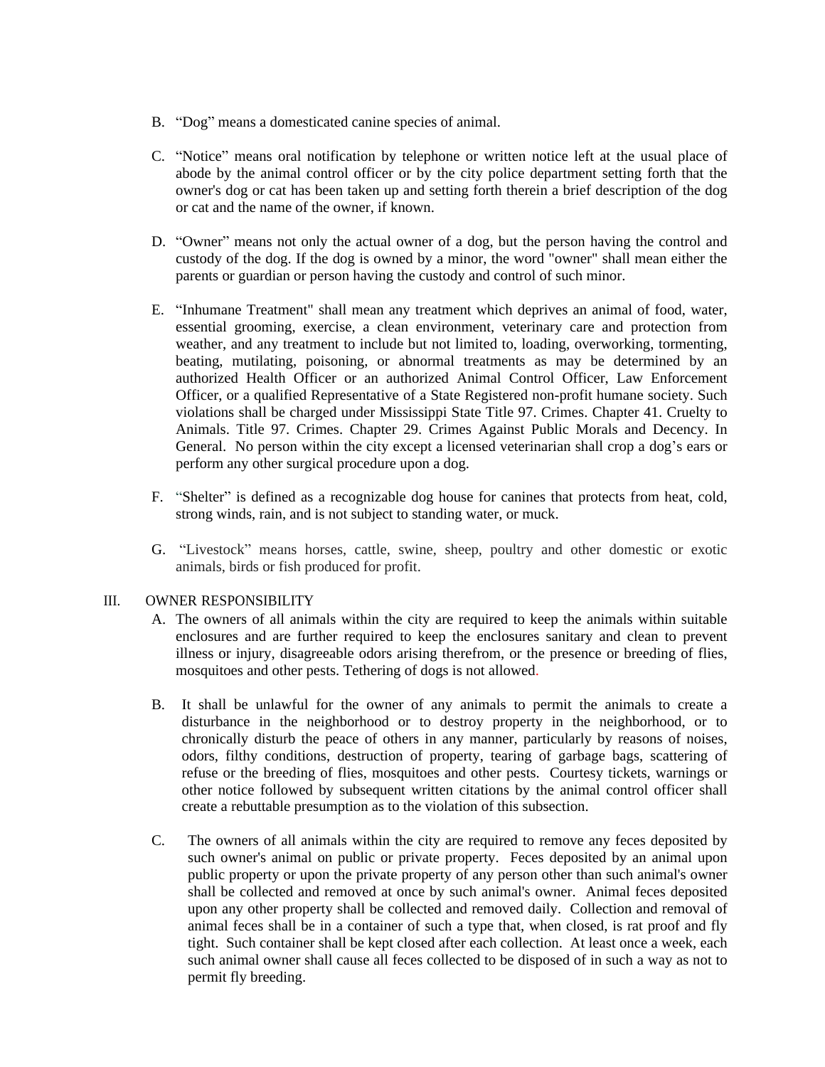B. "Dog" means a domesticated canine species of animal.

C. "Notice" means oral notification by telephone or written notice left at the usual place of abode by the animal control officer or by the city police department setting forth that the owner's dog or cat has been taken up and setting forth therein a brief description of the dog or cat and the name of the owner, if known.

D. "Owner" means not only the actual owner of a dog, but the person having the control and custody of the dog. If the dog is owned by a minor, the word "owner" shall mean either the parents or guardian or person having the custody and control of such minor.

E. "Inhumane Treatment" shall mean any treatment which deprives an animal of food, water, essential grooming, exercise, a clean environment, veterinary care and protection from weather, and any treatment to include but not limited to, loading, overworking, tormenting, beating, mutilating, poisoning, or abnormal treatments as may be determined by an authorized Health Officer or an authorized Animal Control Officer, Law Enforcement Officer, or a qualified Representative of a State Registered non-profit humane society. Such violations shall be charged under Mississippi State Title 97. Crimes. Chapter 41. Cruelty to Animals. Title 97. Crimes. Chapter 29. Crimes Against Public Morals and Decency. In General. No person within the city except a licensed veterinarian shall crop a dog's ears or perform any other surgical procedure upon a dog.

F. "Shelter" is defined as a recognizable dog house for canines that protects from heat, cold, strong winds, rain, and is not subject to standing water, or muck.

G. "Livestock" means horses, cattle, swine, sheep, poultry and other domestic or exotic animals, birds or fish produced for profit.

III. OWNER RESPONSIBILITY

A. The owners of all animals within the city are required to keep the animals within suitable enclosures and are further required to keep the enclosures sanitary and clean to prevent illness or injury, disagreeable odors arising therefrom, or the presence or breeding of flies, mosquitoes and other pests. Tethering of dogs is not allowed.

B. It shall be unlawful for the owner of any animals to permit the animals to create a disturbance in the neighborhood or to destroy property in the neighborhood, or to chronically disturb the peace of others in any manner, particularly by reasons of noises, odors, filthy conditions, destruction of property, tearing of garbage bags, scattering of refuse or the breeding of flies, mosquitoes and other pests. Courtesy tickets, warnings or other notice followed by subsequent written citations by the animal control officer shall create a rebuttable presumption as to the violation of this subsection.

C. The owners of all animals within the city are required to remove any feces deposited by such owner's animal on public or private property. Feces deposited by an animal upon public property or upon the private property of any person other than such animal's owner shall be collected and removed at once by such animal's owner. Animal feces deposited upon any other property shall be collected and removed daily. Collection and removal of animal feces shall be in a container of such a type that, when closed, is rat proof and fly tight. Such container shall be kept closed after each collection. At least once a week, each such animal owner shall cause all feces collected to be disposed of in such a way as not to permit fly breeding.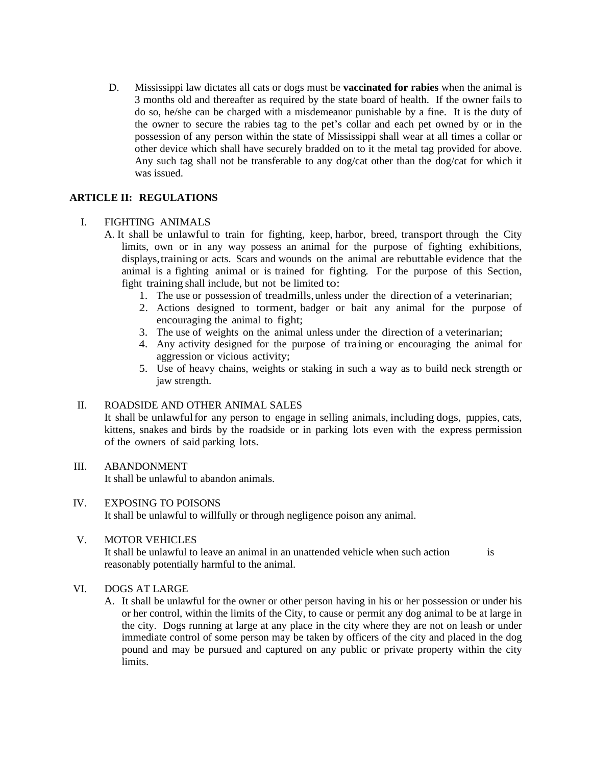D. Mississippi law dictates all cats or dogs must be **vaccinated for rabies** when the animal is 3 months old and thereafter as required by the state board of health. If the owner fails to do so, he/she can be charged with a misdemeanor punishable by a fine. It is the duty of the owner to secure the rabies tag to the pet's collar and each pet owned by or in the possession of any person within the state of Mississippi shall wear at all times a collar or other device which shall have securely bradded on to it the metal tag provided for above. Any such tag shall not be transferable to any dog/cat other than the dog/cat for which it was issued.

## ARTICLE II: REGULATIONS

I. FIGHTING ANIMALS

A. It shall be unlawful to train for fighting, keep, harbor, breed, transport through the City limits, own or in any way possess an animal for the purpose of fighting exhibitions, displays, training or acts. Scars and wounds on the animal are rebuttable evidence that the animal is a fighting animal or is trained for fighting. For the purpose of this Section, fight training shall include, but not be limited to:

1. The use or possession of treadmills, unless under the direction of a veterinarian;
2. Actions designed to torment, badger or bait any animal for the purpose of encouraging the animal to fight;
3. The use of weights on the animal unless under the direction of a veterinarian;
4. Any activity designed for the purpose of training or encouraging the animal for aggression or vicious activity;
5. Use of heavy chains, weights or staking in such a way as to build neck strength or jaw strength.

II. ROADSIDE AND OTHER ANIMAL SALES

It shall be unlawful for any person to engage in selling animals, including dogs, puppies, cats, kittens, snakes and birds by the roadside or in parking lots even with the express permission of the owners of said parking lots.

III. ABANDONMENT

It shall be unlawful to abandon animals.

IV. EXPOSING TO POISONS

It shall be unlawful to willfully or through negligence poison any animal.

V. MOTOR VEHICLES

It shall be unlawful to leave an animal in an unattended vehicle when such action is reasonably potentially harmful to the animal.

VI. DOGS AT LARGE

A. It shall be unlawful for the owner or other person having in his or her possession or under his or her control, within the limits of the City, to cause or permit any dog animal to be at large in the city. Dogs running at large at any place in the city where they are not on leash or under immediate control of some person may be taken by officers of the city and placed in the dog pound and may be pursued and captured on any public or private property within the city limits.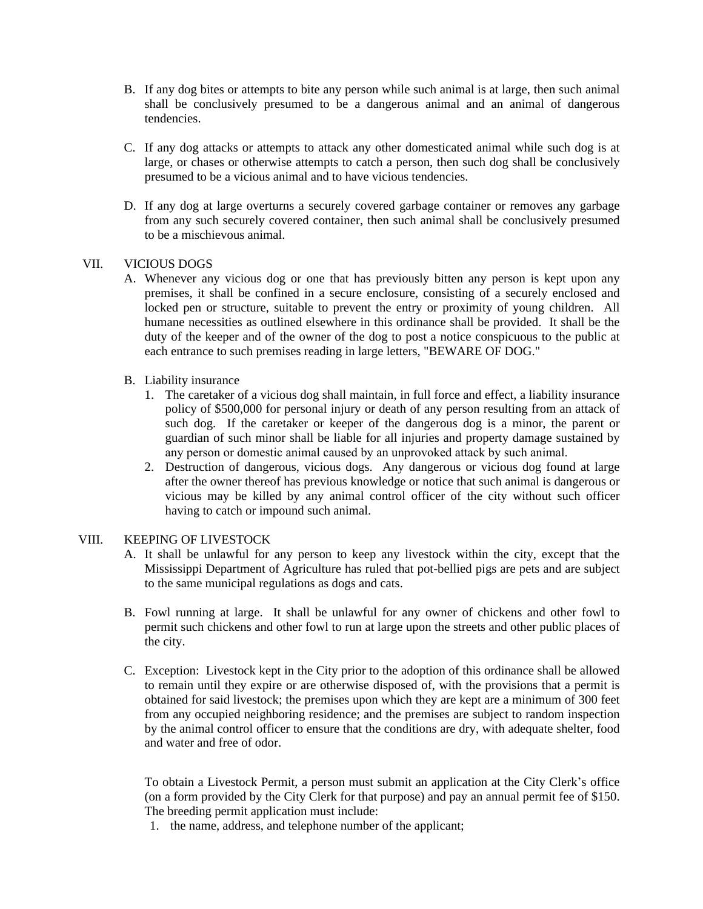B. If any dog bites or attempts to bite any person while such animal is at large, then such animal shall be conclusively presumed to be a dangerous animal and an animal of dangerous tendencies.

C. If any dog attacks or attempts to attack any other domesticated animal while such dog is at large, or chases or otherwise attempts to catch a person, then such dog shall be conclusively presumed to be a vicious animal and to have vicious tendencies.

D. If any dog at large overturns a securely covered garbage container or removes any garbage from any such securely covered container, then such animal shall be conclusively presumed to be a mischievous animal.

## VII. VICIOUS DOGS

A. Whenever any vicious dog or one that has previously bitten any person is kept upon any premises, it shall be confined in a secure enclosure, consisting of a securely enclosed and locked pen or structure, suitable to prevent the entry or proximity of young children. All humane necessities as outlined elsewhere in this ordinance shall be provided. It shall be the duty of the keeper and of the owner of the dog to post a notice conspicuous to the public at each entrance to such premises reading in large letters, "BEWARE OF DOG."

B. Liability insurance
   1. The caretaker of a vicious dog shall maintain, in full force and effect, a liability insurance policy of $500,000 for personal injury or death of any person resulting from an attack of such dog. If the caretaker or keeper of the dangerous dog is a minor, the parent or guardian of such minor shall be liable for all injuries and property damage sustained by any person or domestic animal caused by an unprovoked attack by such animal.
   2. Destruction of dangerous, vicious dogs. Any dangerous or vicious dog found at large after the owner thereof has previous knowledge or notice that such animal is dangerous or vicious may be killed by any animal control officer of the city without such officer having to catch or impound such animal.

## VIII. KEEPING OF LIVESTOCK

A. It shall be unlawful for any person to keep any livestock within the city, except that the Mississippi Department of Agriculture has ruled that pot-bellied pigs are pets and are subject to the same municipal regulations as dogs and cats.

B. Fowl running at large. It shall be unlawful for any owner of chickens and other fowl to permit such chickens and other fowl to run at large upon the streets and other public places of the city.

C. Exception: Livestock kept in the City prior to the adoption of this ordinance shall be allowed to remain until they expire or are otherwise disposed of, with the provisions that a permit is obtained for said livestock; the premises upon which they are kept are a minimum of 300 feet from any occupied neighboring residence; and the premises are subject to random inspection by the animal control officer to ensure that the conditions are dry, with adequate shelter, food and water and free of odor.

   To obtain a Livestock Permit, a person must submit an application at the City Clerk's office (on a form provided by the City Clerk for that purpose) and pay an annual permit fee of $150. The breeding permit application must include:
   1. the name, address, and telephone number of the applicant;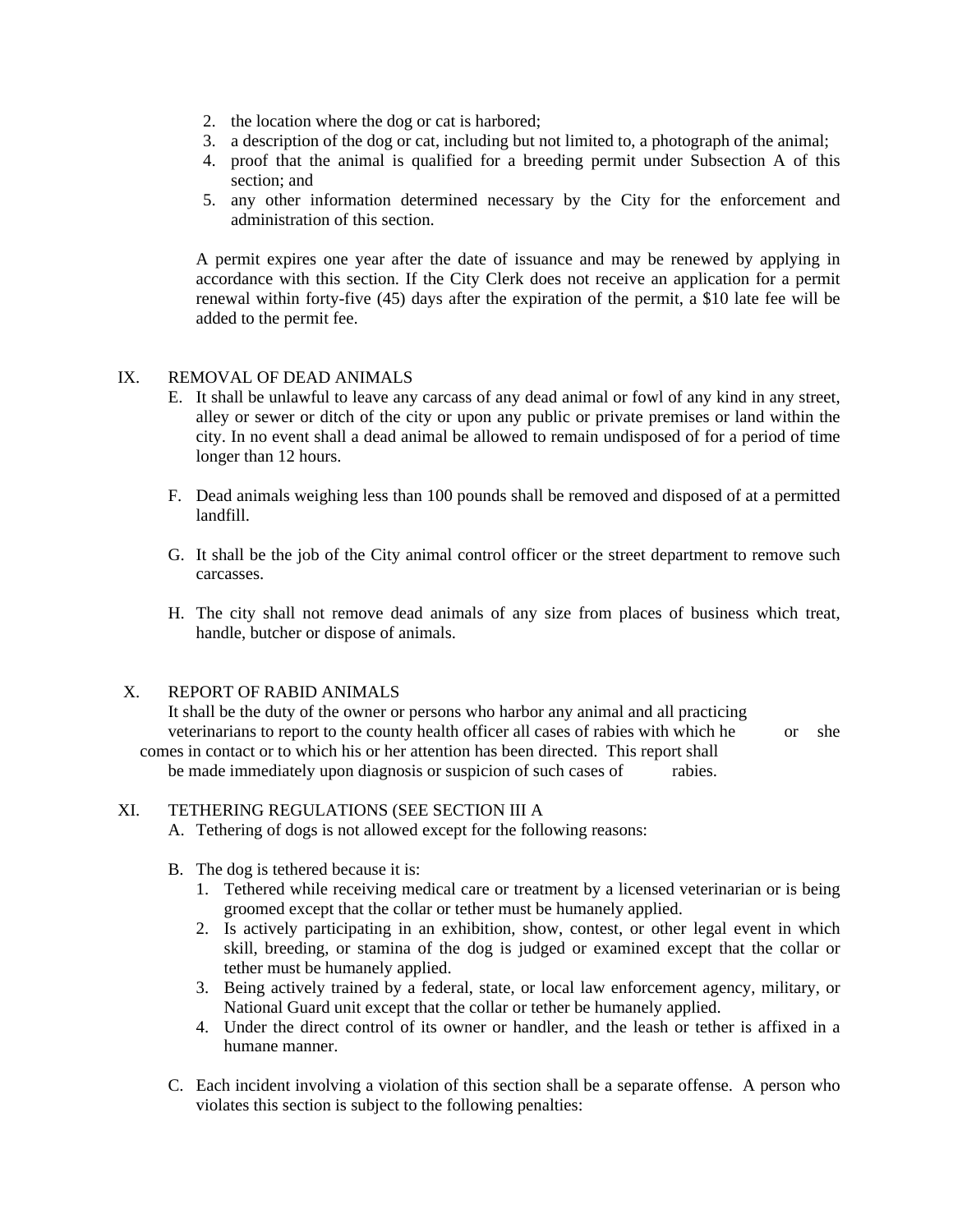2. the location where the dog or cat is harbored;
3. a description of the dog or cat, including but not limited to, a photograph of the animal;
4. proof that the animal is qualified for a breeding permit under Subsection A of this section; and
5. any other information determined necessary by the City for the enforcement and administration of this section.

A permit expires one year after the date of issuance and may be renewed by applying in accordance with this section. If the City Clerk does not receive an application for a permit renewal within forty-five (45) days after the expiration of the permit, a $10 late fee will be added to the permit fee.

## IX. REMOVAL OF DEAD ANIMALS

E. It shall be unlawful to leave any carcass of any dead animal or fowl of any kind in any street, alley or sewer or ditch of the city or upon any public or private premises or land within the city. In no event shall a dead animal be allowed to remain undisposed of for a period of time longer than 12 hours.

F. Dead animals weighing less than 100 pounds shall be removed and disposed of at a permitted landfill.

G. It shall be the job of the City animal control officer or the street department to remove such carcasses.

H. The city shall not remove dead animals of any size from places of business which treat, handle, butcher or dispose of animals.

## X. REPORT OF RABID ANIMALS

It shall be the duty of the owner or persons who harbor any animal and all practicing veterinarians to report to the county health officer all cases of rabies with which he or she comes in contact or to which his or her attention has been directed. This report shall be made immediately upon diagnosis or suspicion of such cases of rabies.

## XI. TETHERING REGULATIONS (SEE SECTION III A

A. Tethering of dogs is not allowed except for the following reasons:

B. The dog is tethered because it is:
   1. Tethered while receiving medical care or treatment by a licensed veterinarian or is being groomed except that the collar or tether must be humanely applied.
   2. Is actively participating in an exhibition, show, contest, or other legal event in which skill, breeding, or stamina of the dog is judged or examined except that the collar or tether must be humanely applied.
   3. Being actively trained by a federal, state, or local law enforcement agency, military, or National Guard unit except that the collar or tether be humanely applied.
   4. Under the direct control of its owner or handler, and the leash or tether is affixed in a humane manner.

C. Each incident involving a violation of this section shall be a separate offense. A person who violates this section is subject to the following penalties: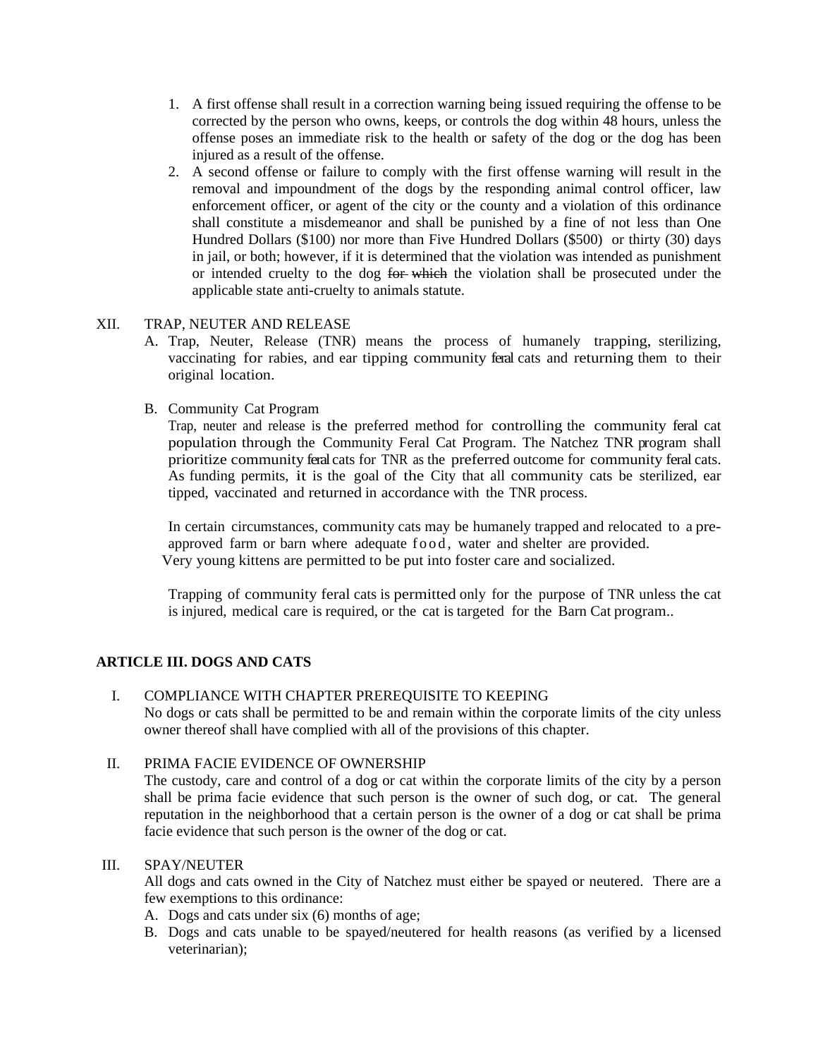1. A first offense shall result in a correction warning being issued requiring the offense to be corrected by the person who owns, keeps, or controls the dog within 48 hours, unless the offense poses an immediate risk to the health or safety of the dog or the dog has been injured as a result of the offense.
2. A second offense or failure to comply with the first offense warning will result in the removal and impoundment of the dogs by the responding animal control officer, law enforcement officer, or agent of the city or the county and a violation of this ordinance shall constitute a misdemeanor and shall be punished by a fine of not less than One Hundred Dollars ($100) nor more than Five Hundred Dollars ($500) or thirty (30) days in jail, or both; however, if it is determined that the violation was intended as punishment or intended cruelty to the dog ~~for which~~ the violation shall be prosecuted under the applicable state anti-cruelty to animals statute.

XII. TRAP, NEUTER AND RELEASE

A. Trap, Neuter, Release (TNR) means the process of humanely trapping, sterilizing, vaccinating for rabies, and ear tipping community feral cats and returning them to their original location.

B. Community Cat Program

Trap, neuter and release is the preferred method for controlling the community feral cat population through the Community Feral Cat Program. The Natchez TNR program shall prioritize community feral cats for TNR as the preferred outcome for community feral cats. As funding permits, it is the goal of the City that all community cats be sterilized, ear tipped, vaccinated and returned in accordance with the TNR process.

In certain circumstances, community cats may be humanely trapped and relocated to a pre-approved farm or barn where adequate food, water and shelter are provided. Very young kittens are permitted to be put into foster care and socialized.

Trapping of community feral cats is permitted only for the purpose of TNR unless the cat is injured, medical care is required, or the cat is targeted for the Barn Cat program..

## ARTICLE III. DOGS AND CATS

I. COMPLIANCE WITH CHAPTER PREREQUISITE TO KEEPING

No dogs or cats shall be permitted to be and remain within the corporate limits of the city unless owner thereof shall have complied with all of the provisions of this chapter.

II. PRIMA FACIE EVIDENCE OF OWNERSHIP

The custody, care and control of a dog or cat within the corporate limits of the city by a person shall be prima facie evidence that such person is the owner of such dog, or cat. The general reputation in the neighborhood that a certain person is the owner of a dog or cat shall be prima facie evidence that such person is the owner of the dog or cat.

III. SPAY/NEUTER

All dogs and cats owned in the City of Natchez must either be spayed or neutered. There are a few exemptions to this ordinance:

A. Dogs and cats under six (6) months of age;
B. Dogs and cats unable to be spayed/neutered for health reasons (as verified by a licensed veterinarian);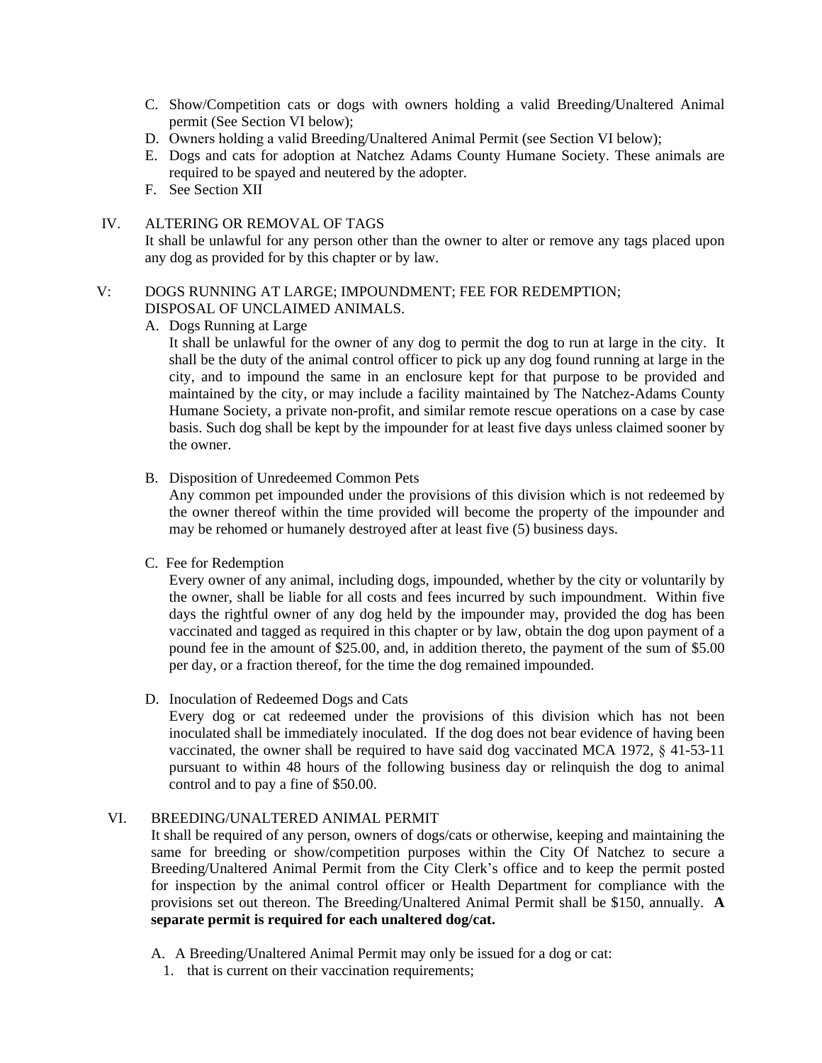C. Show/Competition cats or dogs with owners holding a valid Breeding/Unaltered Animal permit (See Section VI below);
D. Owners holding a valid Breeding/Unaltered Animal Permit (see Section VI below);
E. Dogs and cats for adoption at Natchez Adams County Humane Society. These animals are required to be spayed and neutered by the adopter.
F. See Section XII

IV. ALTERING OR REMOVAL OF TAGS

It shall be unlawful for any person other than the owner to alter or remove any tags placed upon any dog as provided for by this chapter or by law.

V: DOGS RUNNING AT LARGE; IMPOUNDMENT; FEE FOR REDEMPTION; DISPOSAL OF UNCLAIMED ANIMALS.

A. Dogs Running at Large

It shall be unlawful for the owner of any dog to permit the dog to run at large in the city. It shall be the duty of the animal control officer to pick up any dog found running at large in the city, and to impound the same in an enclosure kept for that purpose to be provided and maintained by the city, or may include a facility maintained by The Natchez-Adams County Humane Society, a private non-profit, and similar remote rescue operations on a case by case basis. Such dog shall be kept by the impounder for at least five days unless claimed sooner by the owner.

B. Disposition of Unredeemed Common Pets

Any common pet impounded under the provisions of this division which is not redeemed by the owner thereof within the time provided will become the property of the impounder and may be rehomed or humanely destroyed after at least five (5) business days.

C. Fee for Redemption

Every owner of any animal, including dogs, impounded, whether by the city or voluntarily by the owner, shall be liable for all costs and fees incurred by such impoundment. Within five days the rightful owner of any dog held by the impounder may, provided the dog has been vaccinated and tagged as required in this chapter or by law, obtain the dog upon payment of a pound fee in the amount of $25.00, and, in addition thereto, the payment of the sum of $5.00 per day, or a fraction thereof, for the time the dog remained impounded.

D. Inoculation of Redeemed Dogs and Cats

Every dog or cat redeemed under the provisions of this division which has not been inoculated shall be immediately inoculated. If the dog does not bear evidence of having been vaccinated, the owner shall be required to have said dog vaccinated MCA 1972, § 41-53-11 pursuant to within 48 hours of the following business day or relinquish the dog to animal control and to pay a fine of $50.00.

VI. BREEDING/UNALTERED ANIMAL PERMIT

It shall be required of any person, owners of dogs/cats or otherwise, keeping and maintaining the same for breeding or show/competition purposes within the City Of Natchez to secure a Breeding/Unaltered Animal Permit from the City Clerk's office and to keep the permit posted for inspection by the animal control officer or Health Department for compliance with the provisions set out thereon. The Breeding/Unaltered Animal Permit shall be $150, annually. **A separate permit is required for each unaltered dog/cat.**

A. A Breeding/Unaltered Animal Permit may only be issued for a dog or cat:
   1. that is current on their vaccination requirements;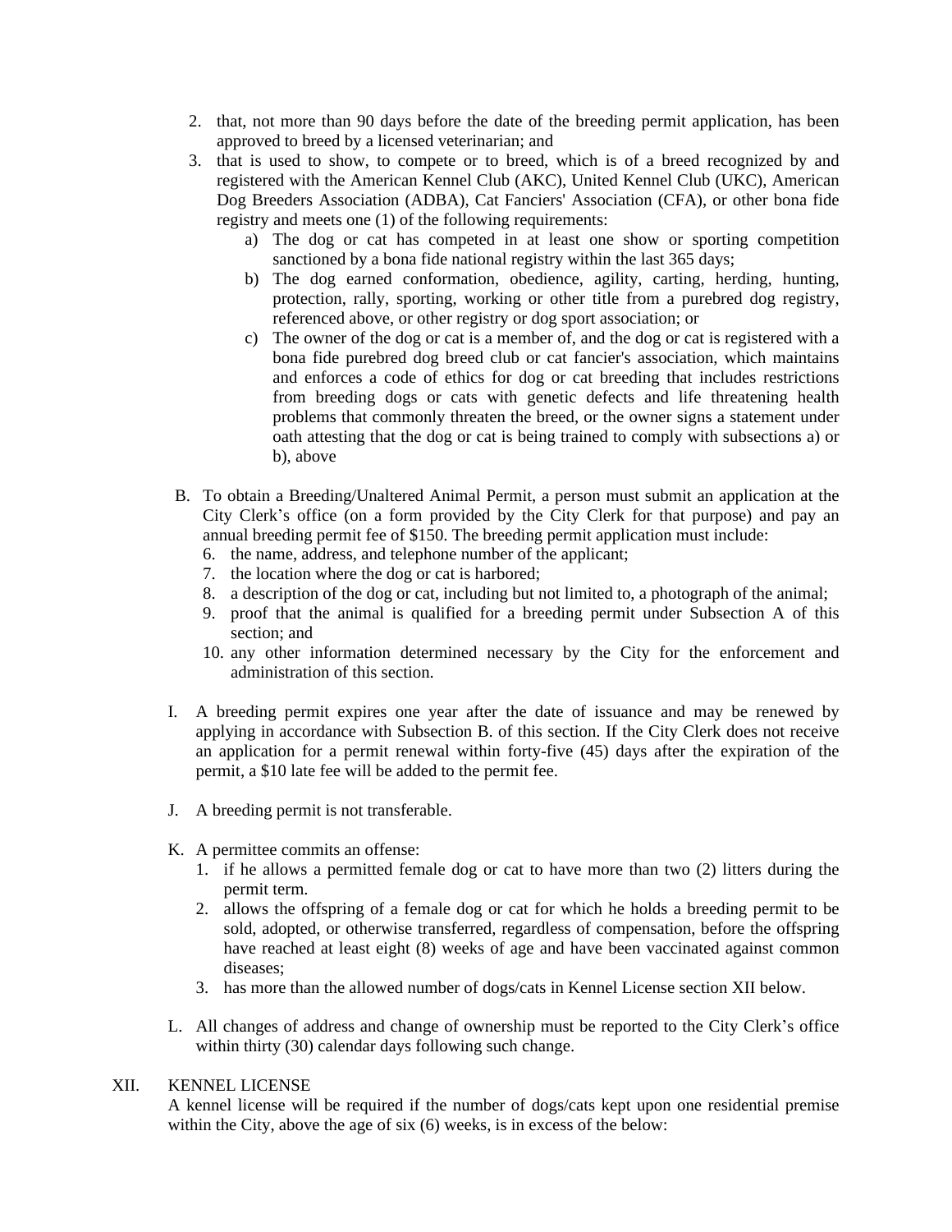2. that, not more than 90 days before the date of the breeding permit application, has been approved to breed by a licensed veterinarian; and
3. that is used to show, to compete or to breed, which is of a breed recognized by and registered with the American Kennel Club (AKC), United Kennel Club (UKC), American Dog Breeders Association (ADBA), Cat Fanciers' Association (CFA), or other bona fide registry and meets one (1) of the following requirements:
   a) The dog or cat has competed in at least one show or sporting competition sanctioned by a bona fide national registry within the last 365 days;
   b) The dog earned conformation, obedience, agility, carting, herding, hunting, protection, rally, sporting, working or other title from a purebred dog registry, referenced above, or other registry or dog sport association; or
   c) The owner of the dog or cat is a member of, and the dog or cat is registered with a bona fide purebred dog breed club or cat fancier's association, which maintains and enforces a code of ethics for dog or cat breeding that includes restrictions from breeding dogs or cats with genetic defects and life threatening health problems that commonly threaten the breed, or the owner signs a statement under oath attesting that the dog or cat is being trained to comply with subsections a) or b), above

B. To obtain a Breeding/Unaltered Animal Permit, a person must submit an application at the City Clerk's office (on a form provided by the City Clerk for that purpose) and pay an annual breeding permit fee of $150. The breeding permit application must include:
   6. the name, address, and telephone number of the applicant;
   7. the location where the dog or cat is harbored;
   8. a description of the dog or cat, including but not limited to, a photograph of the animal;
   9. proof that the animal is qualified for a breeding permit under Subsection A of this section; and
   10. any other information determined necessary by the City for the enforcement and administration of this section.

I. A breeding permit expires one year after the date of issuance and may be renewed by applying in accordance with Subsection B. of this section. If the City Clerk does not receive an application for a permit renewal within forty-five (45) days after the expiration of the permit, a $10 late fee will be added to the permit fee.

J. A breeding permit is not transferable.

K. A permittee commits an offense:
   1. if he allows a permitted female dog or cat to have more than two (2) litters during the permit term.
   2. allows the offspring of a female dog or cat for which he holds a breeding permit to be sold, adopted, or otherwise transferred, regardless of compensation, before the offspring have reached at least eight (8) weeks of age and have been vaccinated against common diseases;
   3. has more than the allowed number of dogs/cats in Kennel License section XII below.

L. All changes of address and change of ownership must be reported to the City Clerk's office within thirty (30) calendar days following such change.

XII. KENNEL LICENSE

A kennel license will be required if the number of dogs/cats kept upon one residential premise within the City, above the age of six (6) weeks, is in excess of the below: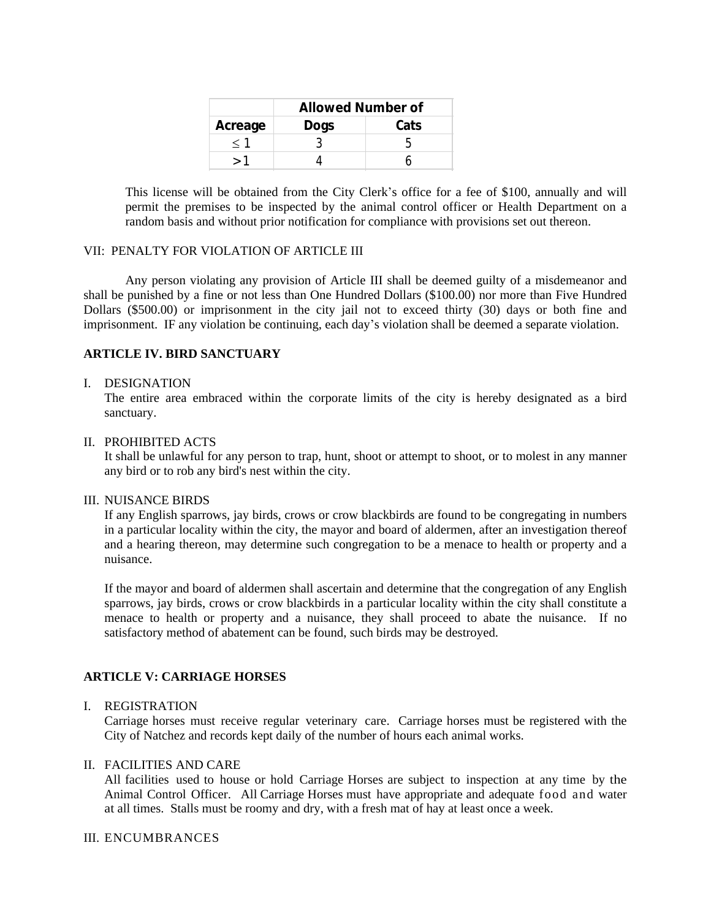| | Allowed Number of | |
|---|---|---|
| **Acreage** | **Dogs** | **Cats** |
| ≤ 1 | 3 | 5 |
| > 1 | 4 | 6 |

This license will be obtained from the City Clerk's office for a fee of $100, annually and will permit the premises to be inspected by the animal control officer or Health Department on a random basis and without prior notification for compliance with provisions set out thereon.

VII: PENALTY FOR VIOLATION OF ARTICLE III

Any person violating any provision of Article III shall be deemed guilty of a misdemeanor and shall be punished by a fine or not less than One Hundred Dollars ($100.00) nor more than Five Hundred Dollars ($500.00) or imprisonment in the city jail not to exceed thirty (30) days or both fine and imprisonment. IF any violation be continuing, each day's violation shall be deemed a separate violation.

**ARTICLE IV. BIRD SANCTUARY**

I. DESIGNATION
The entire area embraced within the corporate limits of the city is hereby designated as a bird sanctuary.

II. PROHIBITED ACTS
It shall be unlawful for any person to trap, hunt, shoot or attempt to shoot, or to molest in any manner any bird or to rob any bird's nest within the city.

III. NUISANCE BIRDS
If any English sparrows, jay birds, crows or crow blackbirds are found to be congregating in numbers in a particular locality within the city, the mayor and board of aldermen, after an investigation thereof and a hearing thereon, may determine such congregation to be a menace to health or property and a nuisance.

If the mayor and board of aldermen shall ascertain and determine that the congregation of any English sparrows, jay birds, crows or crow blackbirds in a particular locality within the city shall constitute a menace to health or property and a nuisance, they shall proceed to abate the nuisance. If no satisfactory method of abatement can be found, such birds may be destroyed.

**ARTICLE V: CARRIAGE HORSES**

I. REGISTRATION
Carriage horses must receive regular veterinary care. Carriage horses must be registered with the City of Natchez and records kept daily of the number of hours each animal works.

II. FACILITIES AND CARE
All facilities used to house or hold Carriage Horses are subject to inspection at any time by the Animal Control Officer. All Carriage Horses must have appropriate and adequate food and water at all times. Stalls must be roomy and dry, with a fresh mat of hay at least once a week.

III. ENCUMBRANCES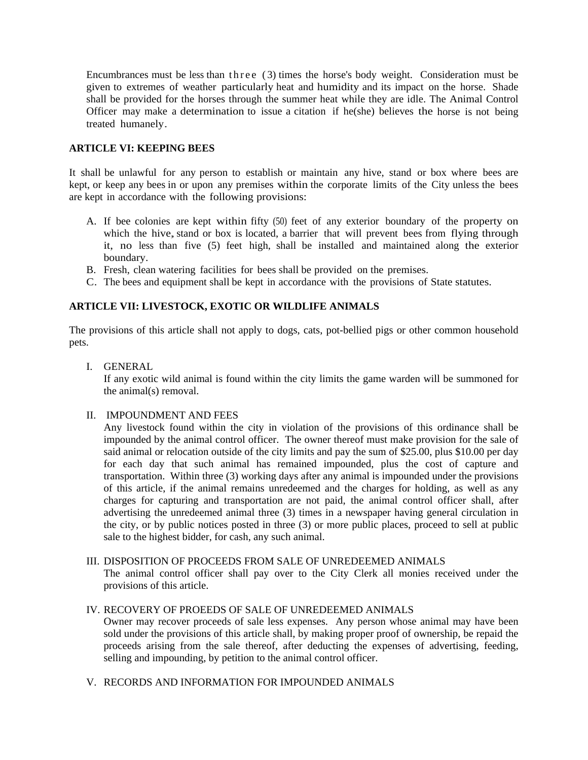Encumbrances must be less than three (3) times the horse's body weight. Consideration must be given to extremes of weather particularly heat and humidity and its impact on the horse. Shade shall be provided for the horses through the summer heat while they are idle. The Animal Control Officer may make a determination to issue a citation if he(she) believes the horse is not being treated humanely.

**ARTICLE VI: KEEPING BEES**

It shall be unlawful for any person to establish or maintain any hive, stand or box where bees are kept, or keep any bees in or upon any premises within the corporate limits of the City unless the bees are kept in accordance with the following provisions:

A. If bee colonies are kept within fifty (50) feet of any exterior boundary of the property on which the hive, stand or box is located, a barrier that will prevent bees from flying through it, no less than five (5) feet high, shall be installed and maintained along the exterior boundary.
B. Fresh, clean watering facilities for bees shall be provided on the premises.
C. The bees and equipment shall be kept in accordance with the provisions of State statutes.

**ARTICLE VII: LIVESTOCK, EXOTIC OR WILDLIFE ANIMALS**

The provisions of this article shall not apply to dogs, cats, pot-bellied pigs or other common household pets.

I. GENERAL
If any exotic wild animal is found within the city limits the game warden will be summoned for the animal(s) removal.

II. IMPOUNDMENT AND FEES
Any livestock found within the city in violation of the provisions of this ordinance shall be impounded by the animal control officer. The owner thereof must make provision for the sale of said animal or relocation outside of the city limits and pay the sum of $25.00, plus $10.00 per day for each day that such animal has remained impounded, plus the cost of capture and transportation. Within three (3) working days after any animal is impounded under the provisions of this article, if the animal remains unredeemed and the charges for holding, as well as any charges for capturing and transportation are not paid, the animal control officer shall, after advertising the unredeemed animal three (3) times in a newspaper having general circulation in the city, or by public notices posted in three (3) or more public places, proceed to sell at public sale to the highest bidder, for cash, any such animal.

III. DISPOSITION OF PROCEEDS FROM SALE OF UNREDEEMED ANIMALS
The animal control officer shall pay over to the City Clerk all monies received under the provisions of this article.

IV. RECOVERY OF PROEEDS OF SALE OF UNREDEEMED ANIMALS
Owner may recover proceeds of sale less expenses. Any person whose animal may have been sold under the provisions of this article shall, by making proper proof of ownership, be repaid the proceeds arising from the sale thereof, after deducting the expenses of advertising, feeding, selling and impounding, by petition to the animal control officer.

V. RECORDS AND INFORMATION FOR IMPOUNDED ANIMALS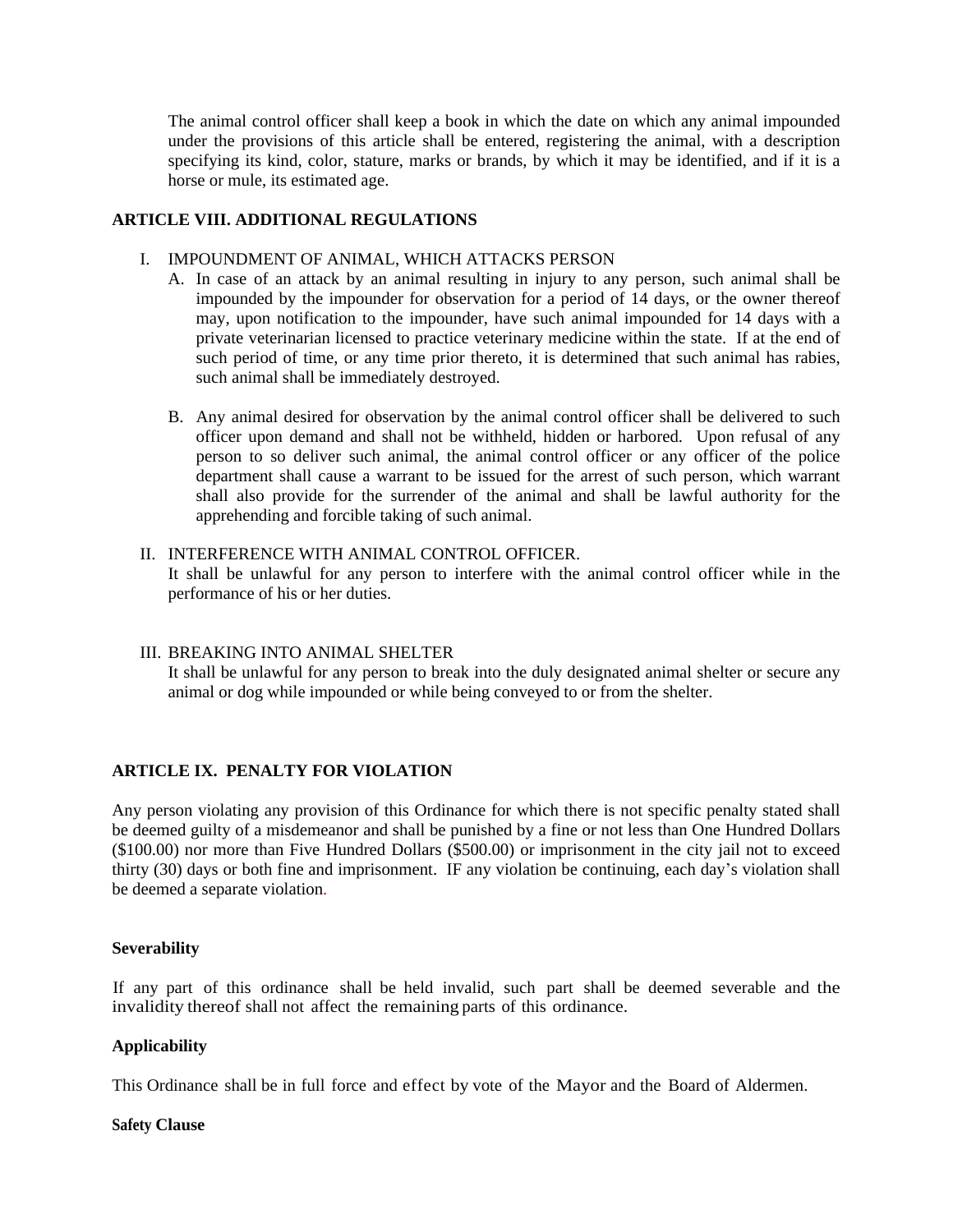The animal control officer shall keep a book in which the date on which any animal impounded under the provisions of this article shall be entered, registering the animal, with a description specifying its kind, color, stature, marks or brands, by which it may be identified, and if it is a horse or mule, its estimated age.

**ARTICLE VIII. ADDITIONAL REGULATIONS**

I. IMPOUNDMENT OF ANIMAL, WHICH ATTACKS PERSON

A. In case of an attack by an animal resulting in injury to any person, such animal shall be impounded by the impounder for observation for a period of 14 days, or the owner thereof may, upon notification to the impounder, have such animal impounded for 14 days with a private veterinarian licensed to practice veterinary medicine within the state. If at the end of such period of time, or any time prior thereto, it is determined that such animal has rabies, such animal shall be immediately destroyed.

B. Any animal desired for observation by the animal control officer shall be delivered to such officer upon demand and shall not be withheld, hidden or harbored. Upon refusal of any person to so deliver such animal, the animal control officer or any officer of the police department shall cause a warrant to be issued for the arrest of such person, which warrant shall also provide for the surrender of the animal and shall be lawful authority for the apprehending and forcible taking of such animal.

II. INTERFERENCE WITH ANIMAL CONTROL OFFICER.
It shall be unlawful for any person to interfere with the animal control officer while in the performance of his or her duties.

III. BREAKING INTO ANIMAL SHELTER
It shall be unlawful for any person to break into the duly designated animal shelter or secure any animal or dog while impounded or while being conveyed to or from the shelter.

**ARTICLE IX. PENALTY FOR VIOLATION**

Any person violating any provision of this Ordinance for which there is not specific penalty stated shall be deemed guilty of a misdemeanor and shall be punished by a fine or not less than One Hundred Dollars ($100.00) nor more than Five Hundred Dollars ($500.00) or imprisonment in the city jail not to exceed thirty (30) days or both fine and imprisonment. IF any violation be continuing, each day's violation shall be deemed a separate violation.

**Severability**

If any part of this ordinance shall be held invalid, such part shall be deemed severable and the invalidity thereof shall not affect the remaining parts of this ordinance.

**Applicability**

This Ordinance shall be in full force and effect by vote of the Mayor and the Board of Aldermen.

**Safety Clause**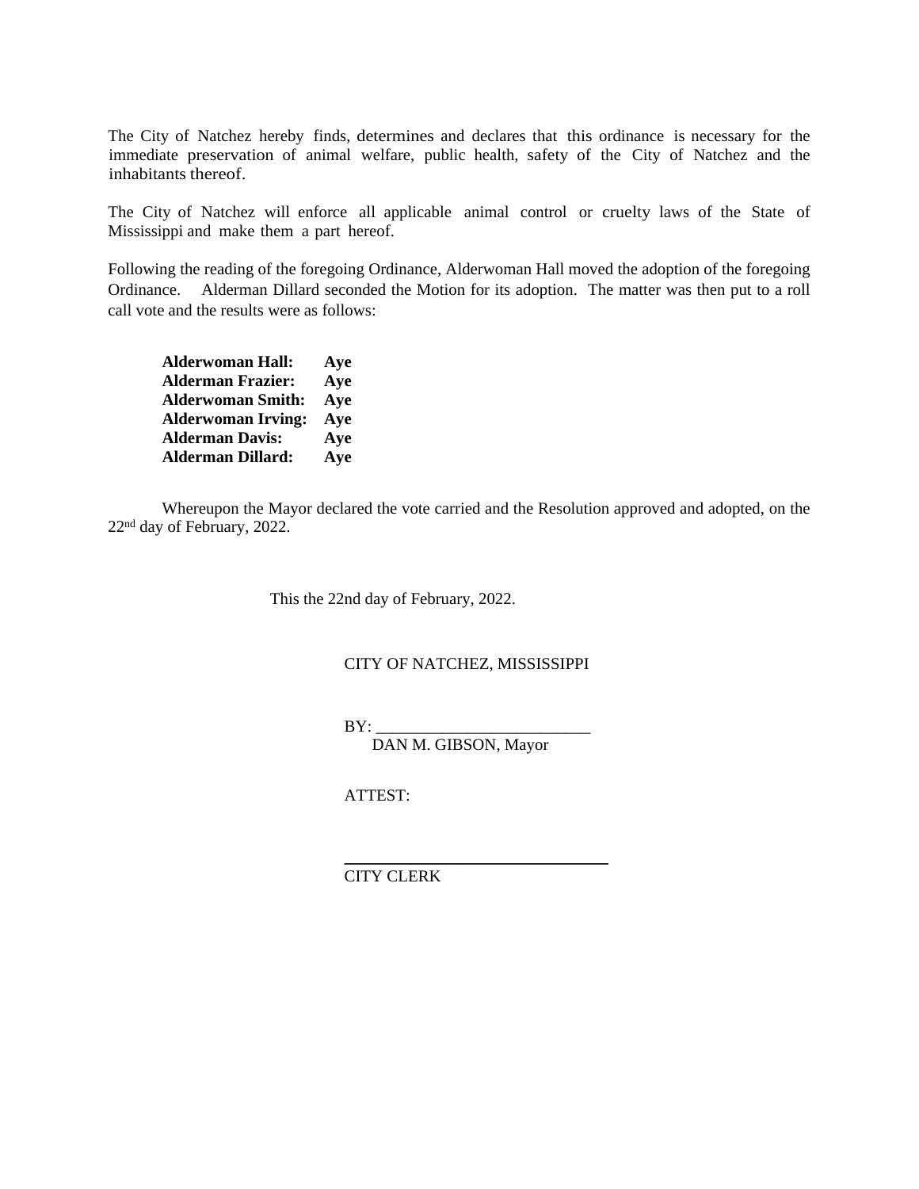The City of Natchez hereby finds, determines and declares that this ordinance is necessary for the immediate preservation of animal welfare, public health, safety of the City of Natchez and the inhabitants thereof.

The City of Natchez will enforce all applicable animal control or cruelty laws of the State of Mississippi and make them a part hereof.

Following the reading of the foregoing Ordinance, Alderwoman Hall moved the adoption of the foregoing Ordinance. Alderman Dillard seconded the Motion for its adoption. The matter was then put to a roll call vote and the results were as follows:

**Alderwoman Hall:** **Aye**
**Alderman Frazier:** **Aye**
**Alderwoman Smith:** **Aye**
**Alderwoman Irving:** **Aye**
**Alderman Davis:** **Aye**
**Alderman Dillard:** **Aye**

Whereupon the Mayor declared the vote carried and the Resolution approved and adopted, on the 22nd day of February, 2022.

This the 22nd day of February, 2022.

CITY OF NATCHEZ, MISSISSIPPI

BY: ___________________________
DAN M. GIBSON, Mayor

ATTEST:

___________________________
CITY CLERK